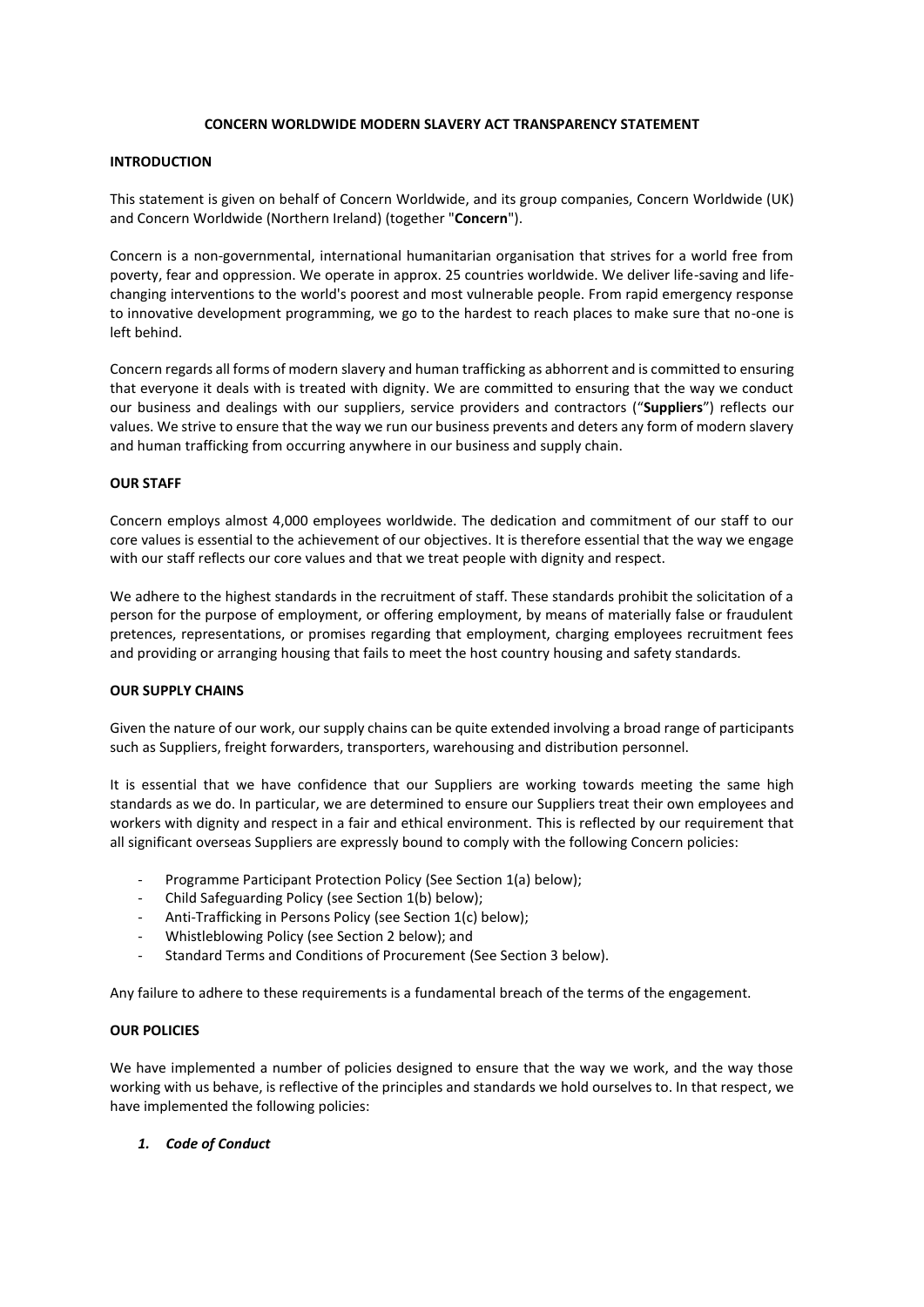# CONCERN WORLDWIDE MODERN SLAVERY ACT TRANSPARENCY STATEMENT

## INTRODUCTION

This statement is given on behalf of Concern Worldwide, and its group companies, Concern Worldwide (UK) and Concern Worldwide (Northern Ireland) (together "**Concern**").

Concern is a non-governmental, international humanitarian organisation that strives for a world free from poverty, fear and oppression. We operate in approx. 25 countries worldwide. We deliver life-saving and life-changing interventions to the world's poorest and most vulnerable people. From rapid emergency response to innovative development programming, we go to the hardest to reach places to make sure that no-one is left behind.

Concern regards all forms of modern slavery and human trafficking as abhorrent and is committed to ensuring that everyone it deals with is treated with dignity. We are committed to ensuring that the way we conduct our business and dealings with our suppliers, service providers and contractors ("**Suppliers**") reflects our values. We strive to ensure that the way we run our business prevents and deters any form of modern slavery and human trafficking from occurring anywhere in our business and supply chain.

## OUR STAFF

Concern employs almost 4,000 employees worldwide. The dedication and commitment of our staff to our core values is essential to the achievement of our objectives. It is therefore essential that the way we engage with our staff reflects our core values and that we treat people with dignity and respect.

We adhere to the highest standards in the recruitment of staff. These standards prohibit the solicitation of a person for the purpose of employment, or offering employment, by means of materially false or fraudulent pretences, representations, or promises regarding that employment, charging employees recruitment fees and providing or arranging housing that fails to meet the host country housing and safety standards.

## OUR SUPPLY CHAINS

Given the nature of our work, our supply chains can be quite extended involving a broad range of participants such as Suppliers, freight forwarders, transporters, warehousing and distribution personnel.

It is essential that we have confidence that our Suppliers are working towards meeting the same high standards as we do. In particular, we are determined to ensure our Suppliers treat their own employees and workers with dignity and respect in a fair and ethical environment. This is reflected by our requirement that all significant overseas Suppliers are expressly bound to comply with the following Concern policies:

- Programme Participant Protection Policy (See Section 1(a) below);
- Child Safeguarding Policy (see Section 1(b) below);
- Anti-Trafficking in Persons Policy (see Section 1(c) below);
- Whistleblowing Policy (see Section 2 below); and
- Standard Terms and Conditions of Procurement (See Section 3 below).

Any failure to adhere to these requirements is a fundamental breach of the terms of the engagement.

## OUR POLICIES

We have implemented a number of policies designed to ensure that the way we work, and the way those working with us behave, is reflective of the principles and standards we hold ourselves to. In that respect, we have implemented the following policies:

### *1. Code of Conduct*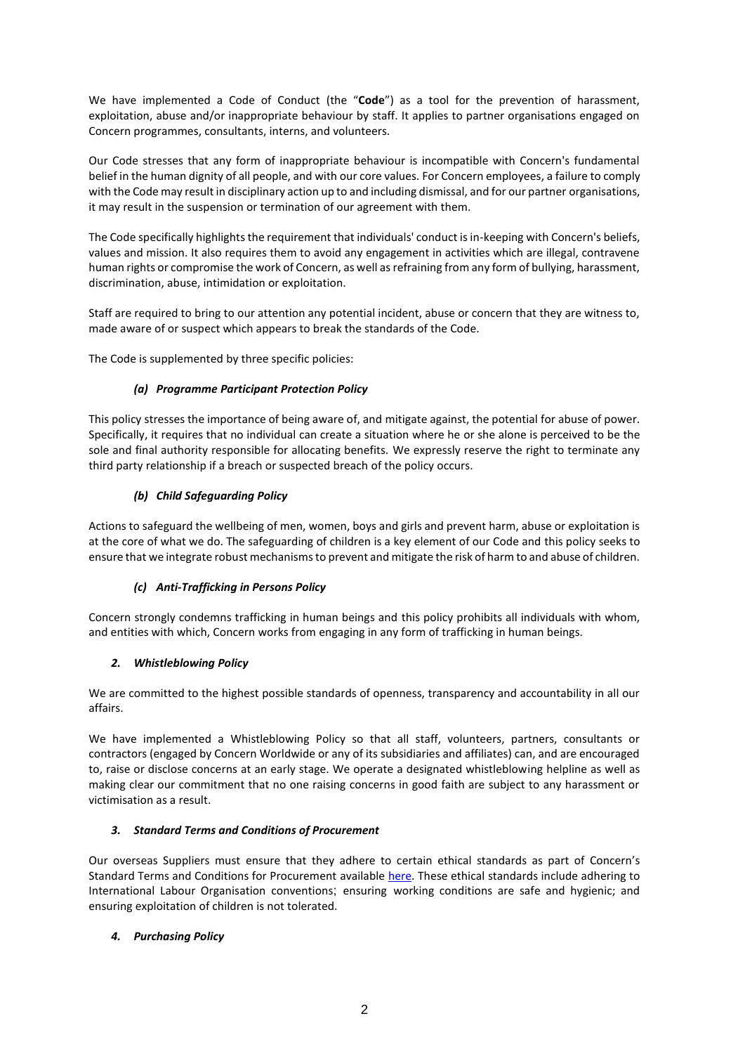We have implemented a Code of Conduct (the "**Code**") as a tool for the prevention of harassment, exploitation, abuse and/or inappropriate behaviour by staff. It applies to partner organisations engaged on Concern programmes, consultants, interns, and volunteers.

Our Code stresses that any form of inappropriate behaviour is incompatible with Concern's fundamental belief in the human dignity of all people, and with our core values. For Concern employees, a failure to comply with the Code may result in disciplinary action up to and including dismissal, and for our partner organisations, it may result in the suspension or termination of our agreement with them.

The Code specifically highlights the requirement that individuals' conduct is in-keeping with Concern's beliefs, values and mission. It also requires them to avoid any engagement in activities which are illegal, contravene human rights or compromise the work of Concern, as well as refraining from any form of bullying, harassment, discrimination, abuse, intimidation or exploitation.

Staff are required to bring to our attention any potential incident, abuse or concern that they are witness to, made aware of or suspect which appears to break the standards of the Code.

The Code is supplemented by three specific policies:

***(a) Programme Participant Protection Policy***

This policy stresses the importance of being aware of, and mitigate against, the potential for abuse of power. Specifically, it requires that no individual can create a situation where he or she alone is perceived to be the sole and final authority responsible for allocating benefits. We expressly reserve the right to terminate any third party relationship if a breach or suspected breach of the policy occurs.

***(b) Child Safeguarding Policy***

Actions to safeguard the wellbeing of men, women, boys and girls and prevent harm, abuse or exploitation is at the core of what we do. The safeguarding of children is a key element of our Code and this policy seeks to ensure that we integrate robust mechanisms to prevent and mitigate the risk of harm to and abuse of children.

***(c) Anti-Trafficking in Persons Policy***

Concern strongly condemns trafficking in human beings and this policy prohibits all individuals with whom, and entities with which, Concern works from engaging in any form of trafficking in human beings.

### *2. Whistleblowing Policy*

We are committed to the highest possible standards of openness, transparency and accountability in all our affairs.

We have implemented a Whistleblowing Policy so that all staff, volunteers, partners, consultants or contractors (engaged by Concern Worldwide or any of its subsidiaries and affiliates) can, and are encouraged to, raise or disclose concerns at an early stage. We operate a designated whistleblowing helpline as well as making clear our commitment that no one raising concerns in good faith are subject to any harassment or victimisation as a result.

### *3. Standard Terms and Conditions of Procurement*

Our overseas Suppliers must ensure that they adhere to certain ethical standards as part of Concern's Standard Terms and Conditions for Procurement available here. These ethical standards include adhering to International Labour Organisation conventions; ensuring working conditions are safe and hygienic; and ensuring exploitation of children is not tolerated.

### *4. Purchasing Policy*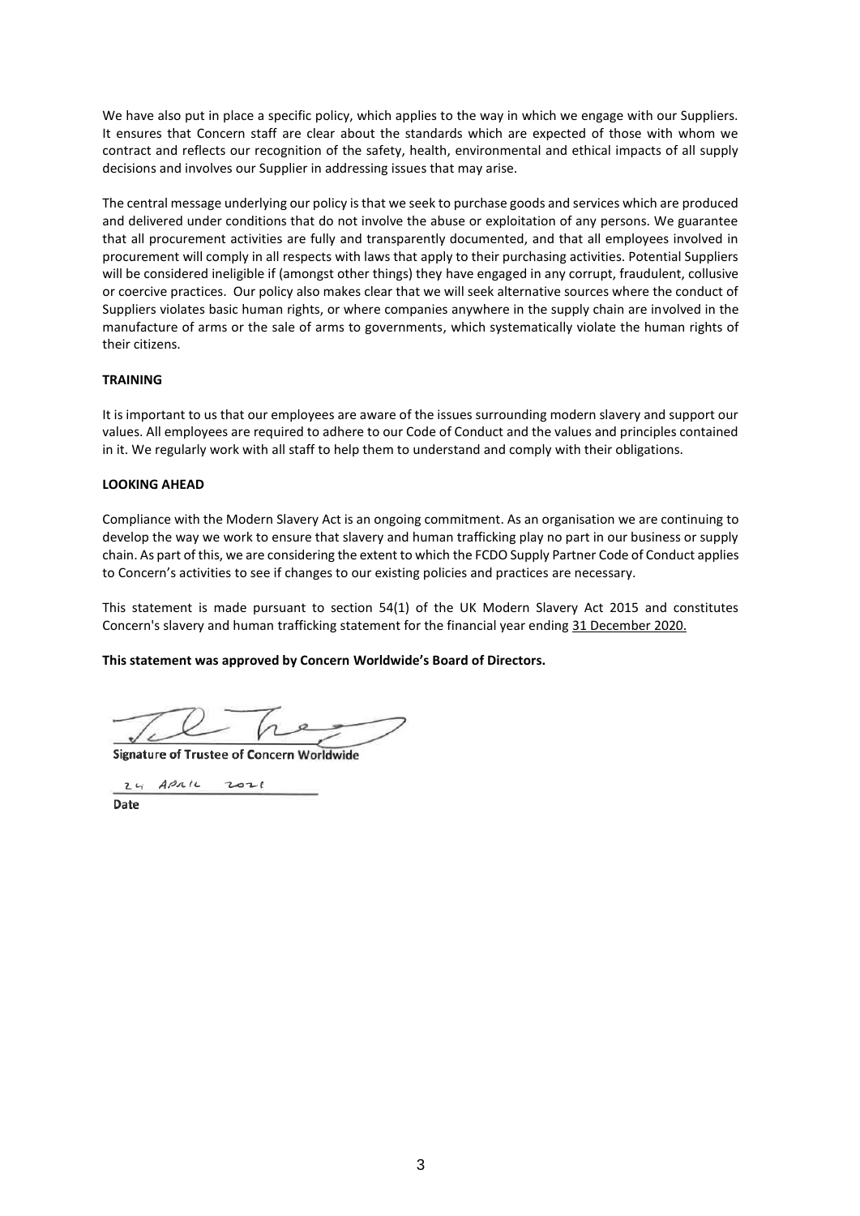We have also put in place a specific policy, which applies to the way in which we engage with our Suppliers. It ensures that Concern staff are clear about the standards which are expected of those with whom we contract and reflects our recognition of the safety, health, environmental and ethical impacts of all supply decisions and involves our Supplier in addressing issues that may arise.

The central message underlying our policy is that we seek to purchase goods and services which are produced and delivered under conditions that do not involve the abuse or exploitation of any persons. We guarantee that all procurement activities are fully and transparently documented, and that all employees involved in procurement will comply in all respects with laws that apply to their purchasing activities. Potential Suppliers will be considered ineligible if (amongst other things) they have engaged in any corrupt, fraudulent, collusive or coercive practices. Our policy also makes clear that we will seek alternative sources where the conduct of Suppliers violates basic human rights, or where companies anywhere in the supply chain are involved in the manufacture of arms or the sale of arms to governments, which systematically violate the human rights of their citizens.

**TRAINING**

It is important to us that our employees are aware of the issues surrounding modern slavery and support our values. All employees are required to adhere to our Code of Conduct and the values and principles contained in it. We regularly work with all staff to help them to understand and comply with their obligations.

**LOOKING AHEAD**

Compliance with the Modern Slavery Act is an ongoing commitment. As an organisation we are continuing to develop the way we work to ensure that slavery and human trafficking play no part in our business or supply chain. As part of this, we are considering the extent to which the FCDO Supply Partner Code of Conduct applies to Concern's activities to see if changes to our existing policies and practices are necessary.

This statement is made pursuant to section 54(1) of the UK Modern Slavery Act 2015 and constitutes Concern's slavery and human trafficking statement for the financial year ending 31 December 2020.

**This statement was approved by Concern Worldwide's Board of Directors.**

**Signature of Trustee of Concern Worldwide**

24 APRIL 2021

**Date**